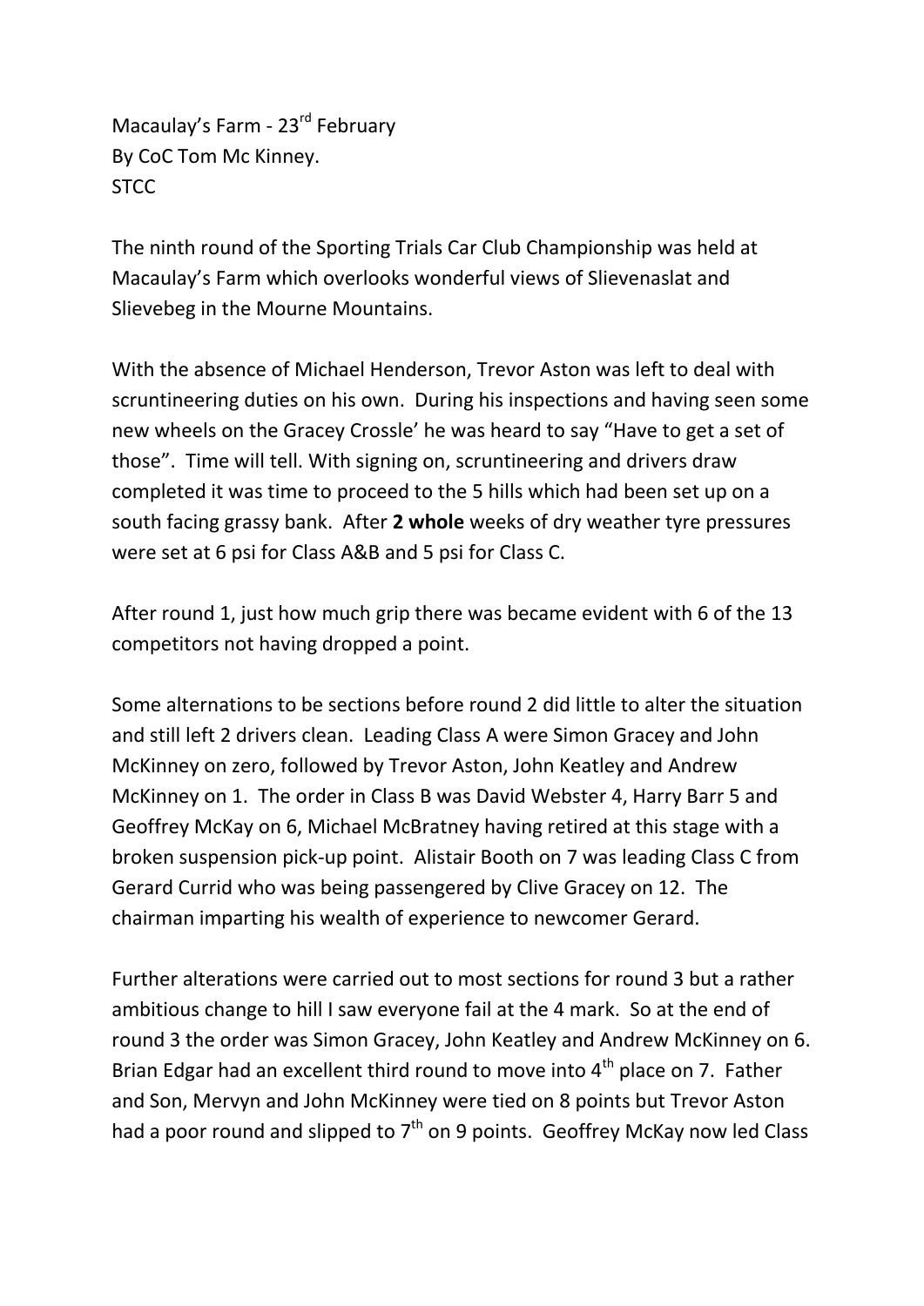Macaulay's Farm - 23rd February
By CoC Tom Mc Kinney.
STCC

The ninth round of the Sporting Trials Car Club Championship was held at Macaulay's Farm which overlooks wonderful views of Slievenaslat and Slievebeg in the Mourne Mountains.

With the absence of Michael Henderson, Trevor Aston was left to deal with scruntineering duties on his own. During his inspections and having seen some new wheels on the Gracey Crossle' he was heard to say "Have to get a set of those". Time will tell. With signing on, scruntineering and drivers draw completed it was time to proceed to the 5 hills which had been set up on a south facing grassy bank. After **2 whole** weeks of dry weather tyre pressures were set at 6 psi for Class A&B and 5 psi for Class C.

After round 1, just how much grip there was became evident with 6 of the 13 competitors not having dropped a point.

Some alternations to be sections before round 2 did little to alter the situation and still left 2 drivers clean. Leading Class A were Simon Gracey and John McKinney on zero, followed by Trevor Aston, John Keatley and Andrew McKinney on 1. The order in Class B was David Webster 4, Harry Barr 5 and Geoffrey McKay on 6, Michael McBratney having retired at this stage with a broken suspension pick-up point. Alistair Booth on 7 was leading Class C from Gerard Currid who was being passengered by Clive Gracey on 12. The chairman imparting his wealth of experience to newcomer Gerard.

Further alterations were carried out to most sections for round 3 but a rather ambitious change to hill I saw everyone fail at the 4 mark. So at the end of round 3 the order was Simon Gracey, John Keatley and Andrew McKinney on 6. Brian Edgar had an excellent third round to move into 4th place on 7. Father and Son, Mervyn and John McKinney were tied on 8 points but Trevor Aston had a poor round and slipped to 7th on 9 points. Geoffrey McKay now led Class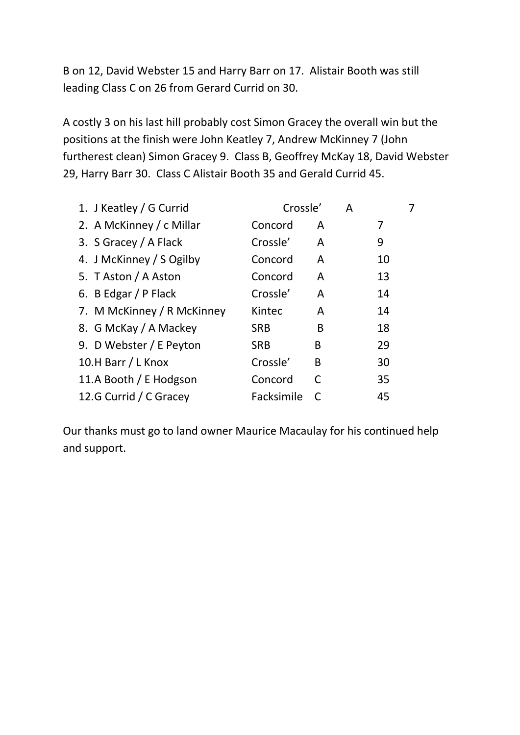B on 12, David Webster 15 and Harry Barr on 17. Alistair Booth was still leading Class C on 26 from Gerard Currid on 30.

A costly 3 on his last hill probably cost Simon Gracey the overall win but the positions at the finish were John Keatley 7, Andrew McKinney 7 (John furtherest clean) Simon Gracey 9. Class B, Geoffrey McKay 18, David Webster 29, Harry Barr 30. Class C Alistair Booth 35 and Gerald Currid 45.

| | | | |
|---|---|---|---|
| 1. J Keatley / G Currid | Crossle' | A | 7 |
| 2. A McKinney / c Millar | Concord | A | 7 |
| 3. S Gracey / A Flack | Crossle' | A | 9 |
| 4. J McKinney / S Ogilby | Concord | A | 10 |
| 5. T Aston / A Aston | Concord | A | 13 |
| 6. B Edgar / P Flack | Crossle' | A | 14 |
| 7. M McKinney / R McKinney | Kintec | A | 14 |
| 8. G McKay / A Mackey | SRB | B | 18 |
| 9. D Webster / E Peyton | SRB | B | 29 |
| 10. H Barr / L Knox | Crossle' | B | 30 |
| 11. A Booth / E Hodgson | Concord | C | 35 |
| 12. G Currid / C Gracey | Facksimile | C | 45 |

Our thanks must go to land owner Maurice Macaulay for his continued help and support.